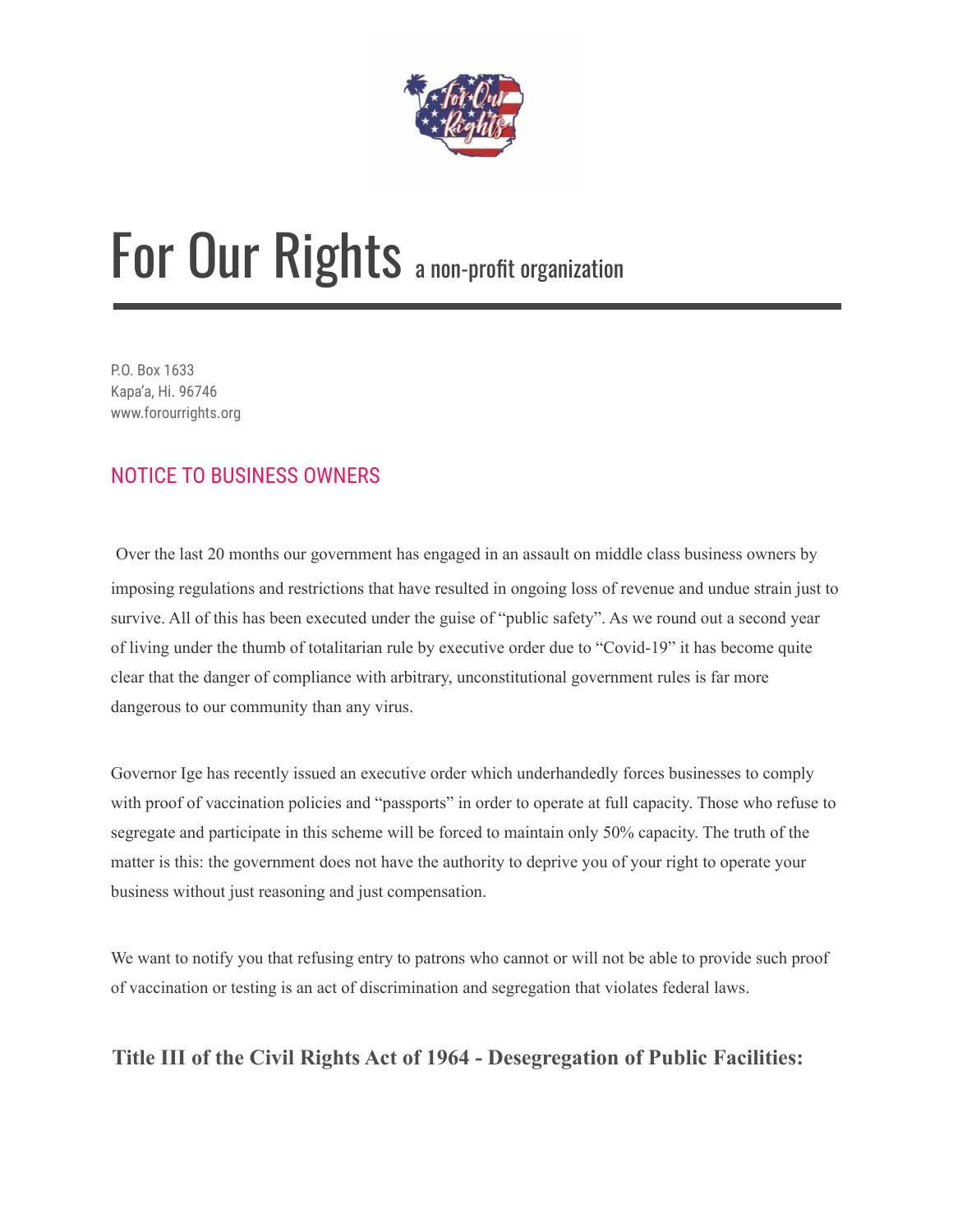# For Our Rights a non-profit organization

P.O. Box 1633
Kapa'a, Hi. 96746
www.forourrights.org

## NOTICE TO BUSINESS OWNERS

Over the last 20 months our government has engaged in an assault on middle class business owners by imposing regulations and restrictions that have resulted in ongoing loss of revenue and undue strain just to survive. All of this has been executed under the guise of "public safety". As we round out a second year of living under the thumb of totalitarian rule by executive order due to "Covid-19" it has become quite clear that the danger of compliance with arbitrary, unconstitutional government rules is far more dangerous to our community than any virus.

Governor Ige has recently issued an executive order which underhandedly forces businesses to comply with proof of vaccination policies and "passports" in order to operate at full capacity. Those who refuse to segregate and participate in this scheme will be forced to maintain only 50% capacity. The truth of the matter is this: the government does not have the authority to deprive you of your right to operate your business without just reasoning and just compensation.

We want to notify you that refusing entry to patrons who cannot or will not be able to provide such proof of vaccination or testing is an act of discrimination and segregation that violates federal laws.

### Title III of the Civil Rights Act of 1964 - Desegregation of Public Facilities: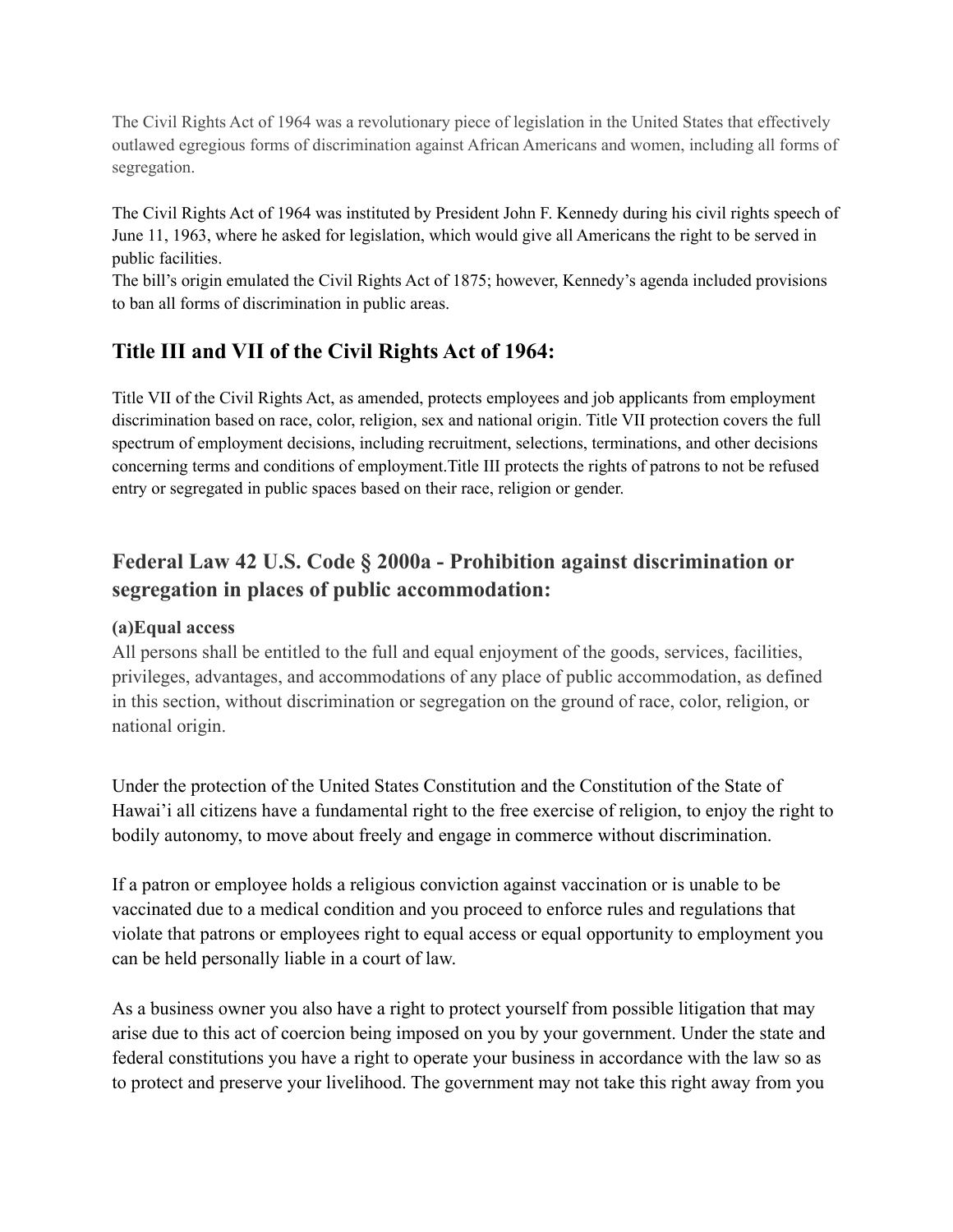The Civil Rights Act of 1964 was a revolutionary piece of legislation in the United States that effectively outlawed egregious forms of discrimination against African Americans and women, including all forms of segregation.

The Civil Rights Act of 1964 was instituted by President John F. Kennedy during his civil rights speech of June 11, 1963, where he asked for legislation, which would give all Americans the right to be served in public facilities.
The bill's origin emulated the Civil Rights Act of 1875; however, Kennedy's agenda included provisions to ban all forms of discrimination in public areas.

## Title III and VII of the Civil Rights Act of 1964:

Title VII of the Civil Rights Act, as amended, protects employees and job applicants from employment discrimination based on race, color, religion, sex and national origin. Title VII protection covers the full spectrum of employment decisions, including recruitment, selections, terminations, and other decisions concerning terms and conditions of employment.Title III protects the rights of patrons to not be refused entry or segregated in public spaces based on their race, religion or gender.

## Federal Law 42 U.S. Code § 2000a - Prohibition against discrimination or segregation in places of public accommodation:

**(a)Equal access**

All persons shall be entitled to the full and equal enjoyment of the goods, services, facilities, privileges, advantages, and accommodations of any place of public accommodation, as defined in this section, without discrimination or segregation on the ground of race, color, religion, or national origin.

Under the protection of the United States Constitution and the Constitution of the State of Hawai'i all citizens have a fundamental right to the free exercise of religion, to enjoy the right to bodily autonomy, to move about freely and engage in commerce without discrimination.

If a patron or employee holds a religious conviction against vaccination or is unable to be vaccinated due to a medical condition and you proceed to enforce rules and regulations that violate that patrons or employees right to equal access or equal opportunity to employment you can be held personally liable in a court of law.

As a business owner you also have a right to protect yourself from possible litigation that may arise due to this act of coercion being imposed on you by your government. Under the state and federal constitutions you have a right to operate your business in accordance with the law so as to protect and preserve your livelihood. The government may not take this right away from you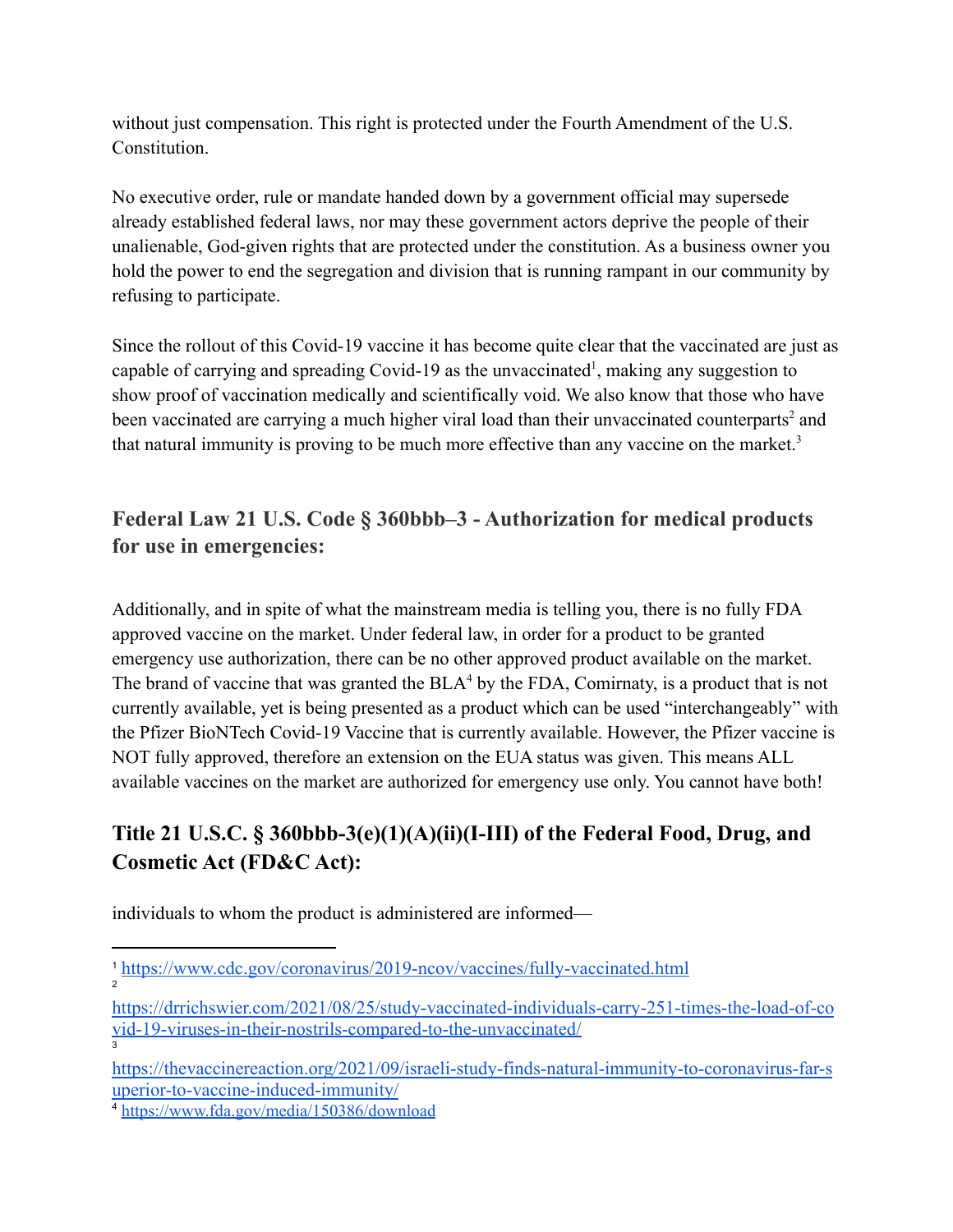without just compensation. This right is protected under the Fourth Amendment of the U.S. Constitution.

No executive order, rule or mandate handed down by a government official may supersede already established federal laws, nor may these government actors deprive the people of their unalienable, God-given rights that are protected under the constitution. As a business owner you hold the power to end the segregation and division that is running rampant in our community by refusing to participate.

Since the rollout of this Covid-19 vaccine it has become quite clear that the vaccinated are just as capable of carrying and spreading Covid-19 as the unvaccinated[1], making any suggestion to show proof of vaccination medically and scientifically void. We also know that those who have been vaccinated are carrying a much higher viral load than their unvaccinated counterparts[2] and that natural immunity is proving to be much more effective than any vaccine on the market.[3]

### Federal Law 21 U.S. Code § 360bbb–3 - Authorization for medical products for use in emergencies:

Additionally, and in spite of what the mainstream media is telling you, there is no fully FDA approved vaccine on the market. Under federal law, in order for a product to be granted emergency use authorization, there can be no other approved product available on the market. The brand of vaccine that was granted the BLA[4] by the FDA, Comirnaty, is a product that is not currently available, yet is being presented as a product which can be used "interchangeably" with the Pfizer BioNTech Covid-19 Vaccine that is currently available. However, the Pfizer vaccine is NOT fully approved, therefore an extension on the EUA status was given. This means ALL available vaccines on the market are authorized for emergency use only. You cannot have both!

## Title 21 U.S.C. § 360bbb-3(e)(1)(A)(ii)(I-III) of the Federal Food, Drug, and Cosmetic Act (FD&C Act):

individuals to whom the product is administered are informed—

---

[1] https://www.cdc.gov/coronavirus/2019-ncov/vaccines/fully-vaccinated.html

[2] https://drrichswier.com/2021/08/25/study-vaccinated-individuals-carry-251-times-the-load-of-covid-19-viruses-in-their-nostrils-compared-to-the-unvaccinated/

[3] https://thevaccinereaction.org/2021/09/israeli-study-finds-natural-immunity-to-coronavirus-far-superior-to-vaccine-induced-immunity/

[4] https://www.fda.gov/media/150386/download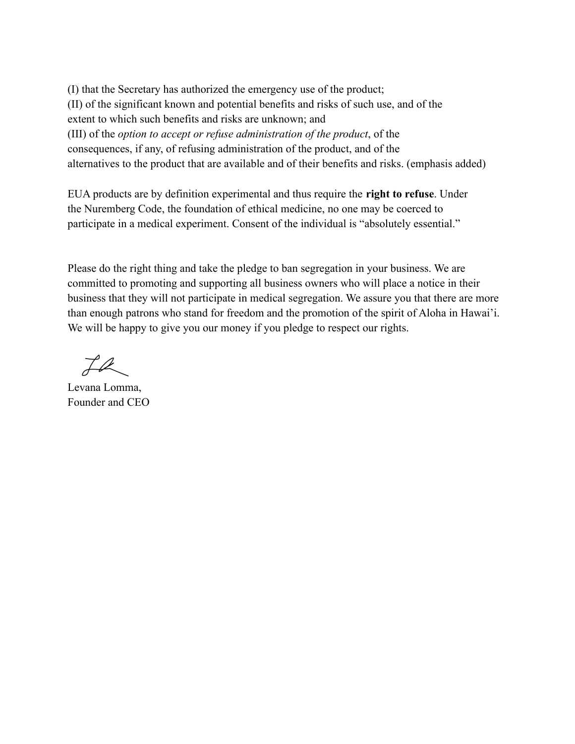(I) that the Secretary has authorized the emergency use of the product;
(II) of the significant known and potential benefits and risks of such use, and of the extent to which such benefits and risks are unknown; and
(III) of the *option to accept or refuse administration of the product*, of the consequences, if any, of refusing administration of the product, and of the alternatives to the product that are available and of their benefits and risks. (emphasis added)

EUA products are by definition experimental and thus require the **right to refuse**. Under the Nuremberg Code, the foundation of ethical medicine, no one may be coerced to participate in a medical experiment. Consent of the individual is "absolutely essential."

Please do the right thing and take the pledge to ban segregation in your business. We are committed to promoting and supporting all business owners who will place a notice in their business that they will not participate in medical segregation. We assure you that there are more than enough patrons who stand for freedom and the promotion of the spirit of Aloha in Hawai'i. We will be happy to give you our money if you pledge to respect our rights.

Levana Lomma,
Founder and CEO